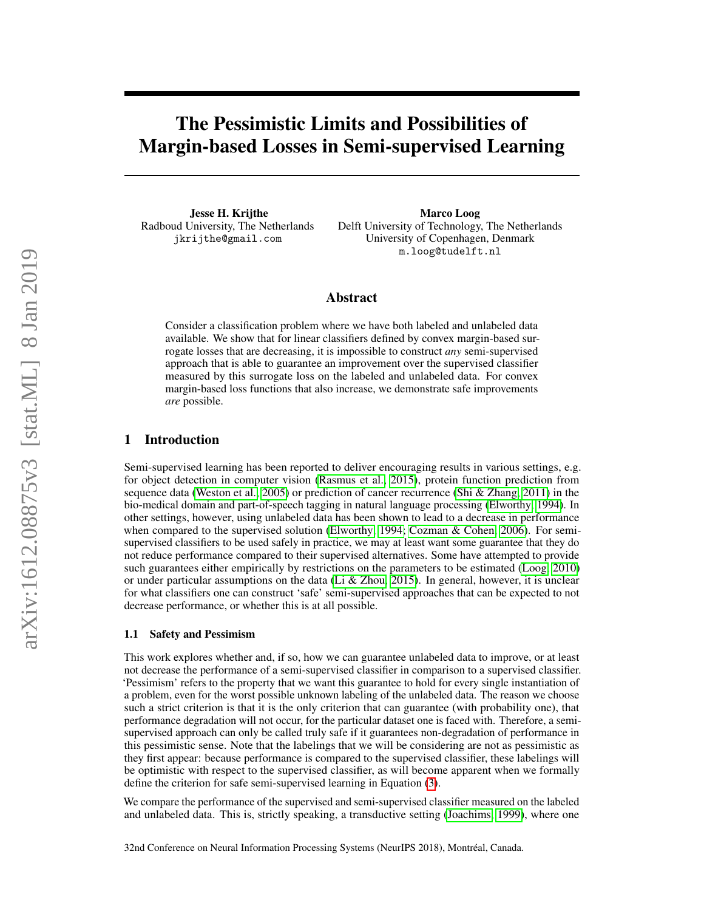# The Pessimistic Limits and Possibilities of Margin-based Losses in Semi-supervised Learning

**Jesse H. Krijthe**
Radboud University, The Netherlands
jkrijthe@gmail.com

**Marco Loog**
Delft University of Technology, The Netherlands
University of Copenhagen, Denmark
m.loog@tudelft.nl

## Abstract

Consider a classification problem where we have both labeled and unlabeled data available. We show that for linear classifiers defined by convex margin-based surrogate losses that are decreasing, it is impossible to construct *any* semi-supervised approach that is able to guarantee an improvement over the supervised classifier measured by this surrogate loss on the labeled and unlabeled data. For convex margin-based loss functions that also increase, we demonstrate safe improvements *are* possible.

## 1 Introduction

Semi-supervised learning has been reported to deliver encouraging results in various settings, e.g. for object detection in computer vision (Rasmus et al., 2015), protein function prediction from sequence data (Weston et al., 2005) or prediction of cancer recurrence (Shi & Zhang, 2011) in the bio-medical domain and part-of-speech tagging in natural language processing (Elworthy, 1994). In other settings, however, using unlabeled data has been shown to lead to a decrease in performance when compared to the supervised solution (Elworthy, 1994; Cozman & Cohen, 2006). For semi-supervised classifiers to be used safely in practice, we may at least want some guarantee that they do not reduce performance compared to their supervised alternatives. Some have attempted to provide such guarantees either empirically by restrictions on the parameters to be estimated (Loog, 2010) or under particular assumptions on the data (Li & Zhou, 2015). In general, however, it is unclear for what classifiers one can construct 'safe' semi-supervised approaches that can be expected to not decrease performance, or whether this is at all possible.

### 1.1 Safety and Pessimism

This work explores whether and, if so, how we can guarantee unlabeled data to improve, or at least not decrease the performance of a semi-supervised classifier in comparison to a supervised classifier. 'Pessimism' refers to the property that we want this guarantee to hold for every single instantiation of a problem, even for the worst possible unknown labeling of the unlabeled data. The reason we choose such a strict criterion is that it is the only criterion that can guarantee (with probability one), that performance degradation will not occur, for the particular dataset one is faced with. Therefore, a semi-supervised approach can only be called truly safe if it guarantees non-degradation of performance in this pessimistic sense. Note that the labelings that we will be considering are not as pessimistic as they first appear: because performance is compared to the supervised classifier, these labelings will be optimistic with respect to the supervised classifier, as will become apparent when we formally define the criterion for safe semi-supervised learning in Equation (3).

We compare the performance of the supervised and semi-supervised classifier measured on the labeled and unlabeled data. This is, strictly speaking, a transductive setting (Joachims, 1999), where one

32nd Conference on Neural Information Processing Systems (NeurIPS 2018), Montréal, Canada.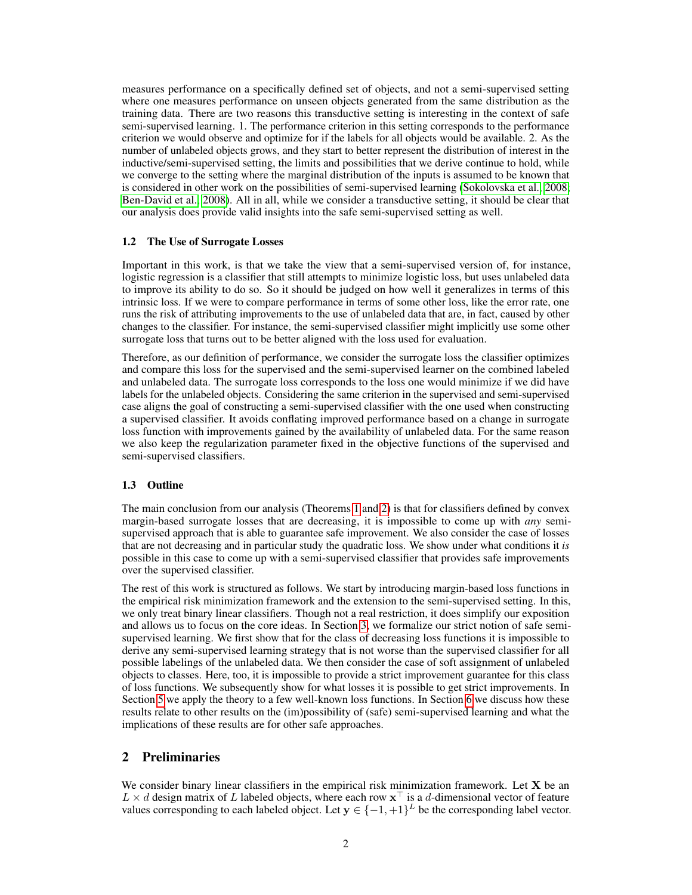measures performance on a specifically defined set of objects, and not a semi-supervised setting where one measures performance on unseen objects generated from the same distribution as the training data. There are two reasons this transductive setting is interesting in the context of safe semi-supervised learning. 1. The performance criterion in this setting corresponds to the performance criterion we would observe and optimize for if the labels for all objects would be available. 2. As the number of unlabeled objects grows, and they start to better represent the distribution of interest in the inductive/semi-supervised setting, the limits and possibilities that we derive continue to hold, while we converge to the setting where the marginal distribution of the inputs is assumed to be known that is considered in other work on the possibilities of semi-supervised learning (Sokolovska et al., 2008, Ben-David et al., 2008). All in all, while we consider a transductive setting, it should be clear that our analysis does provide valid insights into the safe semi-supervised setting as well.

### 1.2 The Use of Surrogate Losses

Important in this work, is that we take the view that a semi-supervised version of, for instance, logistic regression is a classifier that still attempts to minimize logistic loss, but uses unlabeled data to improve its ability to do so. So it should be judged on how well it generalizes in terms of this intrinsic loss. If we were to compare performance in terms of some other loss, like the error rate, one runs the risk of attributing improvements to the use of unlabeled data that are, in fact, caused by other changes to the classifier. For instance, the semi-supervised classifier might implicitly use some other surrogate loss that turns out to be better aligned with the loss used for evaluation.

Therefore, as our definition of performance, we consider the surrogate loss the classifier optimizes and compare this loss for the supervised and the semi-supervised learner on the combined labeled and unlabeled data. The surrogate loss corresponds to the loss one would minimize if we did have labels for the unlabeled objects. Considering the same criterion in the supervised and semi-supervised case aligns the goal of constructing a semi-supervised classifier with the one used when constructing a supervised classifier. It avoids conflating improved performance based on a change in surrogate loss function with improvements gained by the availability of unlabeled data. For the same reason we also keep the regularization parameter fixed in the objective functions of the supervised and semi-supervised classifiers.

### 1.3 Outline

The main conclusion from our analysis (Theorems 1 and 2) is that for classifiers defined by convex margin-based surrogate losses that are decreasing, it is impossible to come up with *any* semi-supervised approach that is able to guarantee safe improvement. We also consider the case of losses that are not decreasing and in particular study the quadratic loss. We show under what conditions it *is* possible in this case to come up with a semi-supervised classifier that provides safe improvements over the supervised classifier.

The rest of this work is structured as follows. We start by introducing margin-based loss functions in the empirical risk minimization framework and the extension to the semi-supervised setting. In this, we only treat binary linear classifiers. Though not a real restriction, it does simplify our exposition and allows us to focus on the core ideas. In Section 3, we formalize our strict notion of safe semi-supervised learning. We first show that for the class of decreasing loss functions it is impossible to derive any semi-supervised learning strategy that is not worse than the supervised classifier for all possible labelings of the unlabeled data. We then consider the case of soft assignment of unlabeled objects to classes. Here, too, it is impossible to provide a strict improvement guarantee for this class of loss functions. We subsequently show for what losses it is possible to get strict improvements. In Section 5 we apply the theory to a few well-known loss functions. In Section 6 we discuss how these results relate to other results on the (im)possibility of (safe) semi-supervised learning and what the implications of these results are for other safe approaches.

## 2 Preliminaries

We consider binary linear classifiers in the empirical risk minimization framework. Let $\mathbf{X}$ be an $L \times d$ design matrix of $L$ labeled objects, where each row $\mathbf{x}^\top$ is a $d$-dimensional vector of feature values corresponding to each labeled object. Let $\mathbf{y} \in \{-1, +1\}^L$ be the corresponding label vector.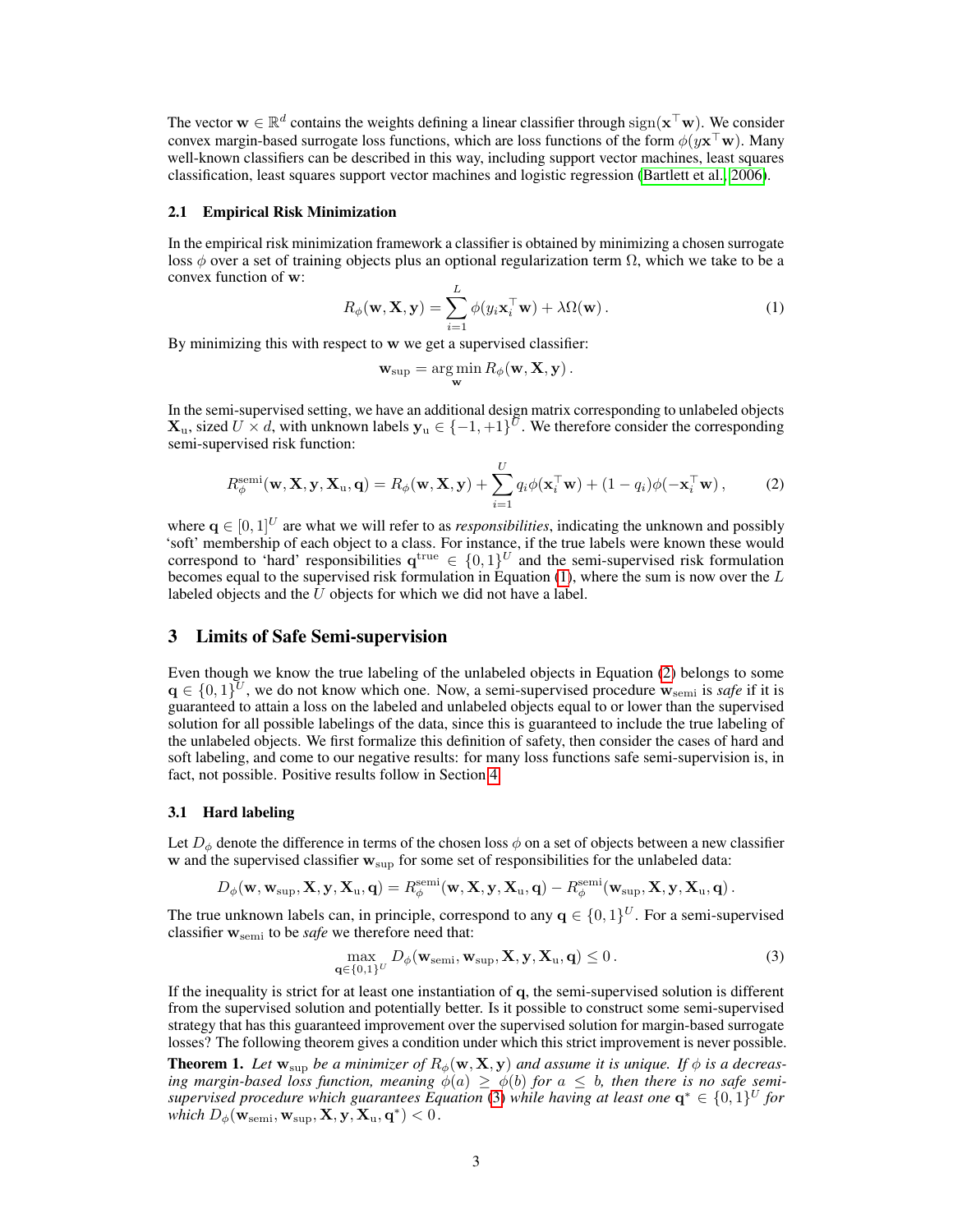The vector $\mathbf{w} \in \mathbb{R}^d$ contains the weights defining a linear classifier through $\text{sign}(\mathbf{x}^\top \mathbf{w})$. We consider convex margin-based surrogate loss functions, which are loss functions of the form $\phi(y\mathbf{x}^\top \mathbf{w})$. Many well-known classifiers can be described in this way, including support vector machines, least squares classification, least squares support vector machines and logistic regression (Bartlett et al., 2006).

### 2.1 Empirical Risk Minimization

In the empirical risk minimization framework a classifier is obtained by minimizing a chosen surrogate loss $\phi$ over a set of training objects plus an optional regularization term $\Omega$, which we take to be a convex function of $\mathbf{w}$:

$$R_\phi(\mathbf{w}, \mathbf{X}, \mathbf{y}) = \sum_{i=1}^{L} \phi(y_i \mathbf{x}_i^\top \mathbf{w}) + \lambda \Omega(\mathbf{w}) \,. \tag{1}$$

By minimizing this with respect to $\mathbf{w}$ we get a supervised classifier:

$$\mathbf{w}_{\text{sup}} = \arg\min_{\mathbf{w}} R_\phi(\mathbf{w}, \mathbf{X}, \mathbf{y}) \,.$$

In the semi-supervised setting, we have an additional design matrix corresponding to unlabeled objects $\mathbf{X}_\text{u}$, sized $U \times d$, with unknown labels $\mathbf{y}_\text{u} \in \{-1, +1\}^U$. We therefore consider the corresponding semi-supervised risk function:

$$R_\phi^{\text{semi}}(\mathbf{w}, \mathbf{X}, \mathbf{y}, \mathbf{X}_\text{u}, \mathbf{q}) = R_\phi(\mathbf{w}, \mathbf{X}, \mathbf{y}) + \sum_{i=1}^{U} q_i \phi(\mathbf{x}_i^\top \mathbf{w}) + (1 - q_i)\phi(-\mathbf{x}_i^\top \mathbf{w}) \,, \tag{2}$$

where $\mathbf{q} \in [0,1]^U$ are what we will refer to as *responsibilities*, indicating the unknown and possibly 'soft' membership of each object to a class. For instance, if the true labels were known these would correspond to 'hard' responsibilities $\mathbf{q}^{\text{true}} \in \{0,1\}^U$ and the semi-supervised risk formulation becomes equal to the supervised risk formulation in Equation (1), where the sum is now over the $L$ labeled objects and the $U$ objects for which we did not have a label.

## 3 Limits of Safe Semi-supervision

Even though we know the true labeling of the unlabeled objects in Equation (2) belongs to some $\mathbf{q} \in \{0,1\}^U$, we do not know which one. Now, a semi-supervised procedure $\mathbf{w}_{\text{semi}}$ is *safe* if it is guaranteed to attain a loss on the labeled and unlabeled objects equal to or lower than the supervised solution for all possible labelings of the data, since this is guaranteed to include the true labeling of the unlabeled objects. We first formalize this definition of safety, then consider the cases of hard and soft labeling, and come to our negative results: for many loss functions safe semi-supervision is, in fact, not possible. Positive results follow in Section 4.

### 3.1 Hard labeling

Let $D_\phi$ denote the difference in terms of the chosen loss $\phi$ on a set of objects between a new classifier $\mathbf{w}$ and the supervised classifier $\mathbf{w}_{\text{sup}}$ for some set of responsibilities for the unlabeled data:

$$D_\phi(\mathbf{w}, \mathbf{w}_{\text{sup}}, \mathbf{X}, \mathbf{y}, \mathbf{X}_\text{u}, \mathbf{q}) = R_\phi^{\text{semi}}(\mathbf{w}, \mathbf{X}, \mathbf{y}, \mathbf{X}_\text{u}, \mathbf{q}) - R_\phi^{\text{semi}}(\mathbf{w}_{\text{sup}}, \mathbf{X}, \mathbf{y}, \mathbf{X}_\text{u}, \mathbf{q}) \,.$$

The true unknown labels can, in principle, correspond to any $\mathbf{q} \in \{0,1\}^U$. For a semi-supervised classifier $\mathbf{w}_{\text{semi}}$ to be *safe* we therefore need that:

$$\max_{\mathbf{q} \in \{0,1\}^U} D_\phi(\mathbf{w}_{\text{semi}}, \mathbf{w}_{\text{sup}}, \mathbf{X}, \mathbf{y}, \mathbf{X}_\text{u}, \mathbf{q}) \leq 0 \,. \tag{3}$$

If the inequality is strict for at least one instantiation of $\mathbf{q}$, the semi-supervised solution is different from the supervised solution and potentially better. Is it possible to construct some semi-supervised strategy that has this guaranteed improvement over the supervised solution for margin-based surrogate losses? The following theorem gives a condition under which this strict improvement is never possible.

**Theorem 1.** *Let $\mathbf{w}_{\text{sup}}$ be a minimizer of $R_\phi(\mathbf{w}, \mathbf{X}, \mathbf{y})$ and assume it is unique. If $\phi$ is a decreasing margin-based loss function, meaning $\phi(a) \geq \phi(b)$ for $a \leq b$, then there is no safe semi-supervised procedure which guarantees Equation (3) while having at least one $\mathbf{q}^* \in \{0,1\}^U$ for which $D_\phi(\mathbf{w}_{\text{semi}}, \mathbf{w}_{\text{sup}}, \mathbf{X}, \mathbf{y}, \mathbf{X}_\text{u}, \mathbf{q}^*) < 0$.*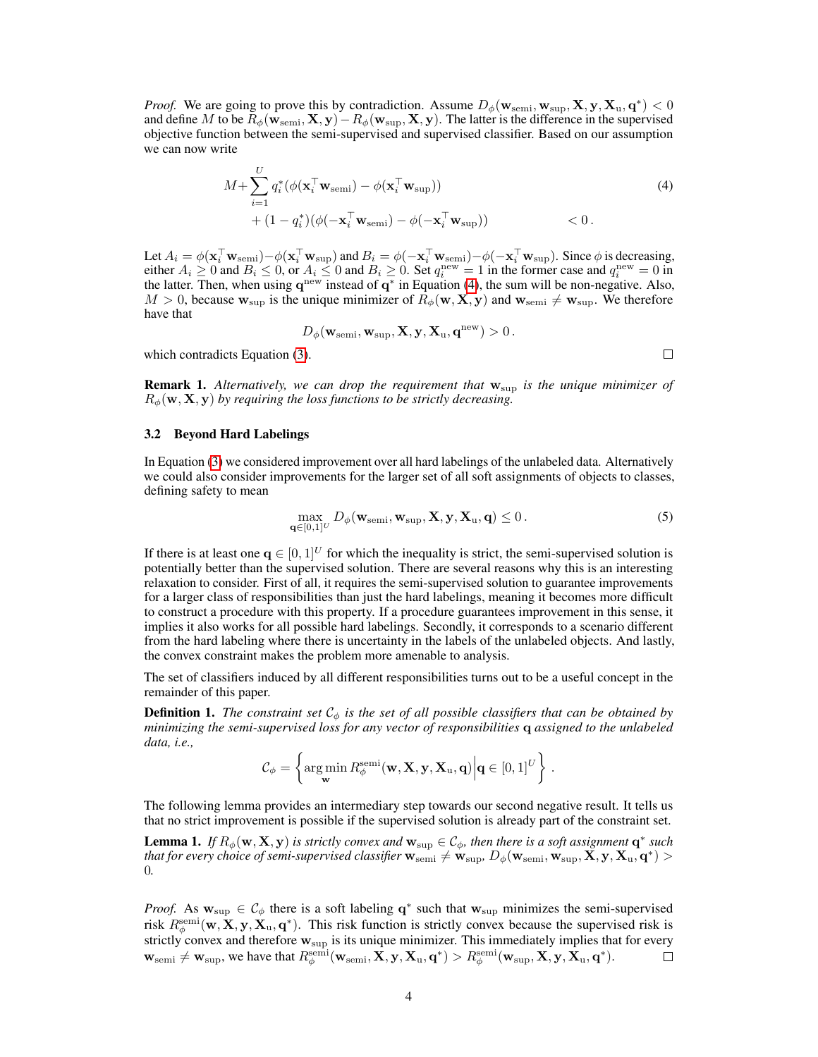*Proof.* We are going to prove this by contradiction. Assume $D_\phi(\mathbf{w}_{\text{semi}}, \mathbf{w}_{\text{sup}}, \mathbf{X}, \mathbf{y}, \mathbf{X}_{\text{u}}, \mathbf{q}^*) < 0$ and define $M$ to be $R_\phi(\mathbf{w}_{\text{semi}}, \mathbf{X}, \mathbf{y}) - R_\phi(\mathbf{w}_{\text{sup}}, \mathbf{X}, \mathbf{y})$. The latter is the difference in the supervised objective function between the semi-supervised and supervised classifier. Based on our assumption we can now write

$$
\begin{aligned}
M + \sum_{i=1}^{U} & q_i^* (\phi(\mathbf{x}_i^\top \mathbf{w}_{\text{semi}}) - \phi(\mathbf{x}_i^\top \mathbf{w}_{\text{sup}})) \\
& + (1 - q_i^*)(\phi(-\mathbf{x}_i^\top \mathbf{w}_{\text{semi}}) - \phi(-\mathbf{x}_i^\top \mathbf{w}_{\text{sup}})) \qquad < 0 \,.
\end{aligned} \tag{4}
$$

Let $A_i = \phi(\mathbf{x}_i^\top \mathbf{w}_{\text{semi}}) - \phi(\mathbf{x}_i^\top \mathbf{w}_{\text{sup}})$ and $B_i = \phi(-\mathbf{x}_i^\top \mathbf{w}_{\text{semi}}) - \phi(-\mathbf{x}_i^\top \mathbf{w}_{\text{sup}})$. Since $\phi$ is decreasing, either $A_i \geq 0$ and $B_i \leq 0$, or $A_i \leq 0$ and $B_i \geq 0$. Set $q_i^{\text{new}} = 1$ in the former case and $q_i^{\text{new}} = 0$ in the latter. Then, when using $\mathbf{q}^{\text{new}}$ instead of $\mathbf{q}^*$ in Equation (4), the sum will be non-negative. Also, $M > 0$, because $\mathbf{w}_{\text{sup}}$ is the unique minimizer of $R_\phi(\mathbf{w}, \mathbf{X}, \mathbf{y})$ and $\mathbf{w}_{\text{semi}} \neq \mathbf{w}_{\text{sup}}$. We therefore have that

$$
D_\phi(\mathbf{w}_{\text{semi}}, \mathbf{w}_{\text{sup}}, \mathbf{X}, \mathbf{y}, \mathbf{X}_{\text{u}}, \mathbf{q}^{\text{new}}) > 0 \,.
$$

which contradicts Equation (3). □

**Remark 1.** *Alternatively, we can drop the requirement that $\mathbf{w}_{\text{sup}}$ is the unique minimizer of $R_\phi(\mathbf{w}, \mathbf{X}, \mathbf{y})$ by requiring the loss functions to be strictly decreasing.*

### 3.2 Beyond Hard Labelings

In Equation (3) we considered improvement over all hard labelings of the unlabeled data. Alternatively we could also consider improvements for the larger set of all soft assignments of objects to classes, defining safety to mean

$$
\max_{\mathbf{q} \in [0,1]^U} D_\phi(\mathbf{w}_{\text{semi}}, \mathbf{w}_{\text{sup}}, \mathbf{X}, \mathbf{y}, \mathbf{X}_{\text{u}}, \mathbf{q}) \leq 0 \,. \tag{5}
$$

If there is at least one $\mathbf{q} \in [0, 1]^U$ for which the inequality is strict, the semi-supervised solution is potentially better than the supervised solution. There are several reasons why this is an interesting relaxation to consider. First of all, it requires the semi-supervised solution to guarantee improvements for a larger class of responsibilities than just the hard labelings, meaning it becomes more difficult to construct a procedure with this property. If a procedure guarantees improvement in this sense, it implies it also works for all possible hard labelings. Secondly, it corresponds to a scenario different from the hard labeling where there is uncertainty in the labels of the unlabeled objects. And lastly, the convex constraint makes the problem more amenable to analysis.

The set of classifiers induced by all different responsibilities turns out to be a useful concept in the remainder of this paper.

**Definition 1.** *The constraint set $\mathcal{C}_\phi$ is the set of all possible classifiers that can be obtained by minimizing the semi-supervised loss for any vector of responsibilities $\mathbf{q}$ assigned to the unlabeled data, i.e.,*

$$
\mathcal{C}_\phi = \left\{ \arg\min_{\mathbf{w}} R_\phi^{\text{semi}}(\mathbf{w}, \mathbf{X}, \mathbf{y}, \mathbf{X}_{\text{u}}, \mathbf{q}) \middle| \mathbf{q} \in [0, 1]^U \right\} \,.
$$

The following lemma provides an intermediary step towards our second negative result. It tells us that no strict improvement is possible if the supervised solution is already part of the constraint set.

**Lemma 1.** *If $R_\phi(\mathbf{w}, \mathbf{X}, \mathbf{y})$ is strictly convex and $\mathbf{w}_{\text{sup}} \in \mathcal{C}_\phi$, then there is a soft assignment $\mathbf{q}^*$ such that for every choice of semi-supervised classifier $\mathbf{w}_{\text{semi}} \neq \mathbf{w}_{\text{sup}}$, $D_\phi(\mathbf{w}_{\text{semi}}, \mathbf{w}_{\text{sup}}, \mathbf{X}, \mathbf{y}, \mathbf{X}_{\text{u}}, \mathbf{q}^*) > 0$.*

*Proof.* As $\mathbf{w}_{\text{sup}} \in \mathcal{C}_\phi$ there is a soft labeling $\mathbf{q}^*$ such that $\mathbf{w}_{\text{sup}}$ minimizes the semi-supervised risk $R_\phi^{\text{semi}}(\mathbf{w}, \mathbf{X}, \mathbf{y}, \mathbf{X}_{\text{u}}, \mathbf{q}^*)$. This risk function is strictly convex because the supervised risk is strictly convex and therefore $\mathbf{w}_{\text{sup}}$ is its unique minimizer. This immediately implies that for every $\mathbf{w}_{\text{semi}} \neq \mathbf{w}_{\text{sup}}$, we have that $R_\phi^{\text{semi}}(\mathbf{w}_{\text{semi}}, \mathbf{X}, \mathbf{y}, \mathbf{X}_{\text{u}}, \mathbf{q}^*) > R_\phi^{\text{semi}}(\mathbf{w}_{\text{sup}}, \mathbf{X}, \mathbf{y}, \mathbf{X}_{\text{u}}, \mathbf{q}^*)$. □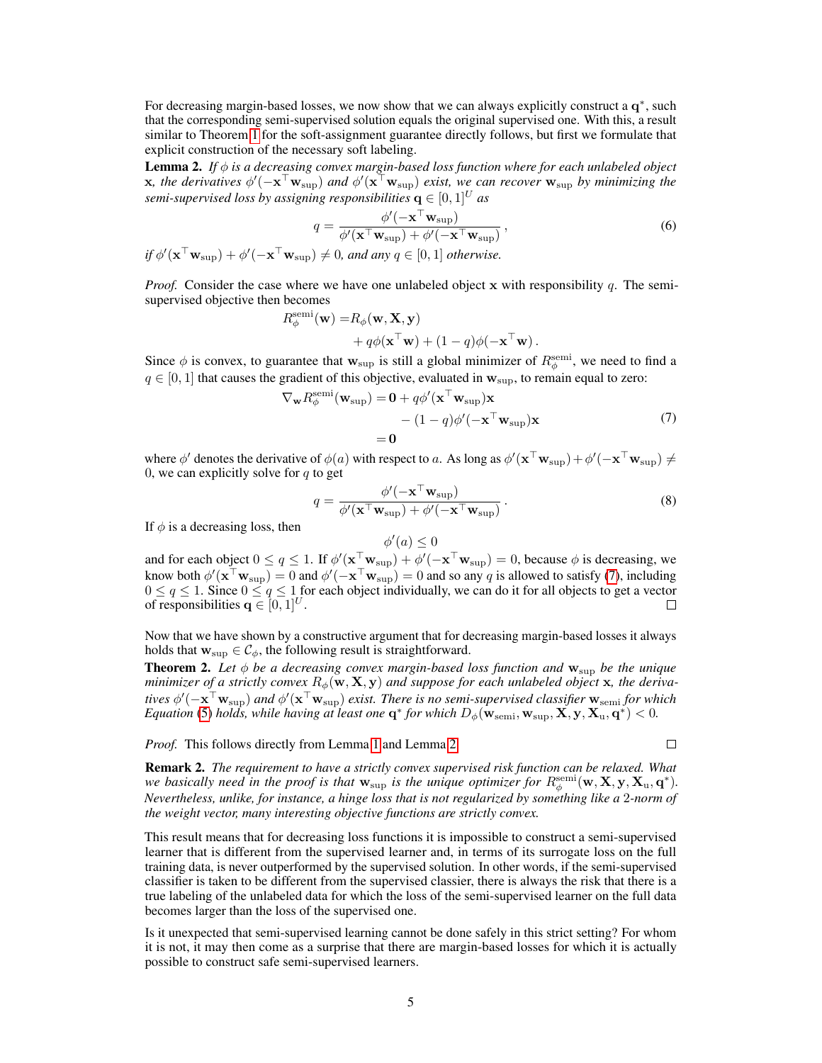For decreasing margin-based losses, we now show that we can always explicitly construct a $\mathbf{q}^*$, such that the corresponding semi-supervised solution equals the original supervised one. With this, a result similar to Theorem 1 for the soft-assignment guarantee directly follows, but first we formulate that explicit construction of the necessary soft labeling.

**Lemma 2.** *If $\phi$ is a decreasing convex margin-based loss function where for each unlabeled object $\mathbf{x}$, the derivatives $\phi'(-\mathbf{x}^\top \mathbf{w}_{\text{sup}})$ and $\phi'(\mathbf{x}^\top \mathbf{w}_{\text{sup}})$ exist, we can recover $\mathbf{w}_{\text{sup}}$ by minimizing the semi-supervised loss by assigning responsibilities $\mathbf{q} \in [0,1]^U$ as*

$$q = \frac{\phi'(-\mathbf{x}^\top \mathbf{w}_{\text{sup}})}{\phi'(\mathbf{x}^\top \mathbf{w}_{\text{sup}}) + \phi'(-\mathbf{x}^\top \mathbf{w}_{\text{sup}})}\,, \tag{6}$$

*if $\phi'(\mathbf{x}^\top \mathbf{w}_{\text{sup}}) + \phi'(-\mathbf{x}^\top \mathbf{w}_{\text{sup}}) \neq 0$, and any $q \in [0,1]$ otherwise.*

*Proof.* Consider the case where we have one unlabeled object $\mathbf{x}$ with responsibility $q$. The semi-supervised objective then becomes

$$R_\phi^{\text{semi}}(\mathbf{w}) = R_\phi(\mathbf{w}, \mathbf{X}, \mathbf{y}) + q\phi(\mathbf{x}^\top \mathbf{w}) + (1-q)\phi(-\mathbf{x}^\top \mathbf{w})\,.$$

Since $\phi$ is convex, to guarantee that $\mathbf{w}_{\text{sup}}$ is still a global minimizer of $R_\phi^{\text{semi}}$, we need to find a $q \in [0,1]$ that causes the gradient of this objective, evaluated in $\mathbf{w}_{\text{sup}}$, to remain equal to zero:

$$\begin{aligned}\nabla_{\mathbf{w}} R_\phi^{\text{semi}}(\mathbf{w}_{\text{sup}}) &= \mathbf{0} + q\phi'(\mathbf{x}^\top \mathbf{w}_{\text{sup}})\mathbf{x} \\ &\quad - (1-q)\phi'(-\mathbf{x}^\top \mathbf{w}_{\text{sup}})\mathbf{x} \\ &= \mathbf{0}\end{aligned} \tag{7}$$

where $\phi'$ denotes the derivative of $\phi(a)$ with respect to $a$. As long as $\phi'(\mathbf{x}^\top \mathbf{w}_{\text{sup}}) + \phi'(-\mathbf{x}^\top \mathbf{w}_{\text{sup}}) \neq 0$, we can explicitly solve for $q$ to get

$$q = \frac{\phi'(-\mathbf{x}^\top \mathbf{w}_{\text{sup}})}{\phi'(\mathbf{x}^\top \mathbf{w}_{\text{sup}}) + \phi'(-\mathbf{x}^\top \mathbf{w}_{\text{sup}})}\,. \tag{8}$$

If $\phi$ is a decreasing loss, then

$$\phi'(a) \leq 0$$

and for each object $0 \leq q \leq 1$. If $\phi'(\mathbf{x}^\top \mathbf{w}_{\text{sup}}) + \phi'(-\mathbf{x}^\top \mathbf{w}_{\text{sup}}) = 0$, because $\phi$ is decreasing, we know both $\phi'(\mathbf{x}^\top \mathbf{w}_{\text{sup}}) = 0$ and $\phi'(-\mathbf{x}^\top \mathbf{w}_{\text{sup}}) = 0$ and so any $q$ is allowed to satisfy (7), including $0 \leq q \leq 1$. Since $0 \leq q \leq 1$ for each object individually, we can do it for all objects to get a vector of responsibilities $\mathbf{q} \in [0,1]^U$. □

Now that we have shown by a constructive argument that for decreasing margin-based losses it always holds that $\mathbf{w}_{\text{sup}} \in \mathcal{C}_\phi$, the following result is straightforward.

**Theorem 2.** *Let $\phi$ be a decreasing convex margin-based loss function and $\mathbf{w}_{\text{sup}}$ be the unique minimizer of a strictly convex $R_\phi(\mathbf{w}, \mathbf{X}, \mathbf{y})$ and suppose for each unlabeled object $\mathbf{x}$, the derivatives $\phi'(-\mathbf{x}^\top \mathbf{w}_{\text{sup}})$ and $\phi'(\mathbf{x}^\top \mathbf{w}_{\text{sup}})$ exist. There is no semi-supervised classifier $\mathbf{w}_{\text{semi}}$ for which Equation (5) holds, while having at least one $\mathbf{q}^*$ for which $D_\phi(\mathbf{w}_{\text{semi}}, \mathbf{w}_{\text{sup}}, \mathbf{X}, \mathbf{y}, \mathbf{X}_{\text{u}}, \mathbf{q}^*) < 0$.*

*Proof.* This follows directly from Lemma 1 and Lemma 2. □

**Remark 2.** *The requirement to have a strictly convex supervised risk function can be relaxed. What we basically need in the proof is that $\mathbf{w}_{\text{sup}}$ is the unique optimizer for $R_\phi^{\text{semi}}(\mathbf{w}, \mathbf{X}, \mathbf{y}, \mathbf{X}_{\text{u}}, \mathbf{q}^*)$. Nevertheless, unlike, for instance, a hinge loss that is not regularized by something like a 2-norm of the weight vector, many interesting objective functions are strictly convex.*

This result means that for decreasing loss functions it is impossible to construct a semi-supervised learner that is different from the supervised learner and, in terms of its surrogate loss on the full training data, is never outperformed by the supervised solution. In other words, if the semi-supervised classifier is taken to be different from the supervised classier, there is always the risk that there is a true labeling of the unlabeled data for which the loss of the semi-supervised learner on the full data becomes larger than the loss of the supervised one.

Is it unexpected that semi-supervised learning cannot be done safely in this strict setting? For whom it is not, it may then come as a surprise that there are margin-based losses for which it is actually possible to construct safe semi-supervised learners.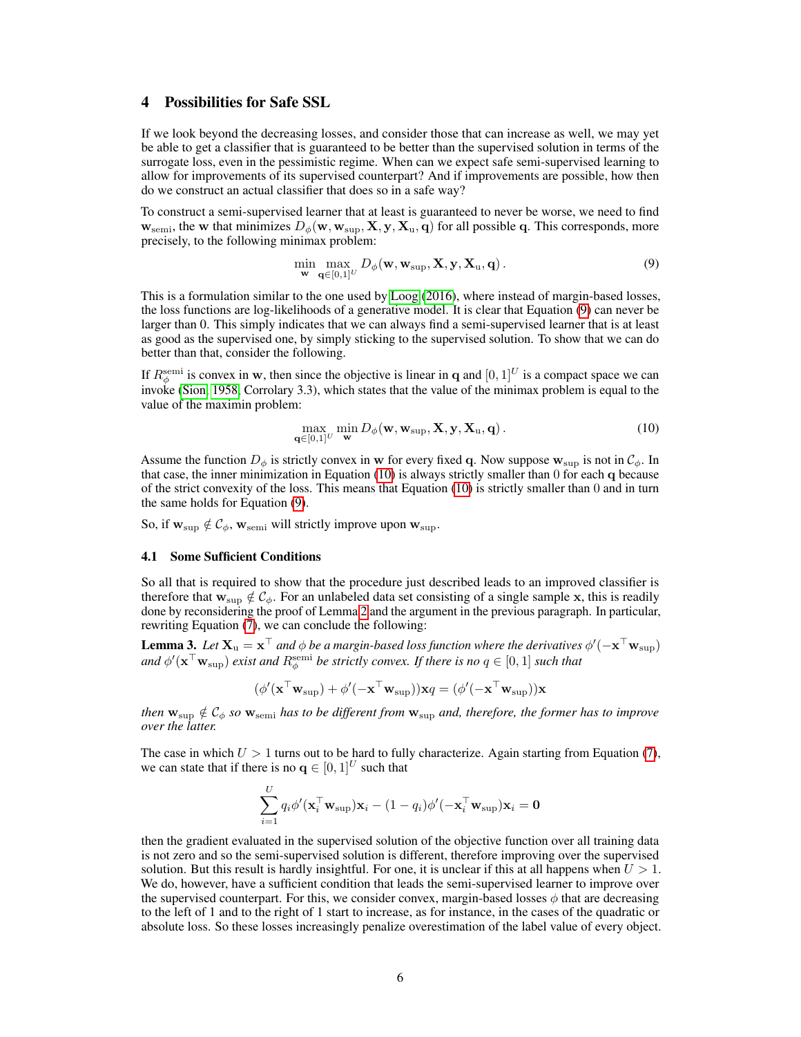## 4 Possibilities for Safe SSL

If we look beyond the decreasing losses, and consider those that can increase as well, we may yet be able to get a classifier that is guaranteed to be better than the supervised solution in terms of the surrogate loss, even in the pessimistic regime. When can we expect safe semi-supervised learning to allow for improvements of its supervised counterpart? And if improvements are possible, how then do we construct an actual classifier that does so in a safe way?

To construct a semi-supervised learner that at least is guaranteed to never be worse, we need to find $\mathbf{w}_{\text{semi}}$, the $\mathbf{w}$ that minimizes $D_\phi(\mathbf{w}, \mathbf{w}_{\text{sup}}, \mathbf{X}, \mathbf{y}, \mathbf{X}_{\text{u}}, \mathbf{q})$ for all possible $\mathbf{q}$. This corresponds, more precisely, to the following minimax problem:

$$\min_{\mathbf{w}} \max_{\mathbf{q} \in [0,1]^U} D_\phi(\mathbf{w}, \mathbf{w}_{\text{sup}}, \mathbf{X}, \mathbf{y}, \mathbf{X}_{\text{u}}, \mathbf{q})\,. \tag{9}$$

This is a formulation similar to the one used by Loog (2016), where instead of margin-based losses, the loss functions are log-likelihoods of a generative model. It is clear that Equation (9) can never be larger than 0. This simply indicates that we can always find a semi-supervised learner that is at least as good as the supervised one, by simply sticking to the supervised solution. To show that we can do better than that, consider the following.

If $R_\phi^{\text{semi}}$ is convex in $\mathbf{w}$, then since the objective is linear in $\mathbf{q}$ and $[0,1]^U$ is a compact space we can invoke (Sion, 1958, Corrolary 3.3), which states that the value of the minimax problem is equal to the value of the maximin problem:

$$\max_{\mathbf{q} \in [0,1]^U} \min_{\mathbf{w}} D_\phi(\mathbf{w}, \mathbf{w}_{\text{sup}}, \mathbf{X}, \mathbf{y}, \mathbf{X}_{\text{u}}, \mathbf{q})\,. \tag{10}$$

Assume the function $D_\phi$ is strictly convex in $\mathbf{w}$ for every fixed $\mathbf{q}$. Now suppose $\mathbf{w}_{\text{sup}}$ is not in $\mathcal{C}_\phi$. In that case, the inner minimization in Equation (10) is always strictly smaller than 0 for each $\mathbf{q}$ because of the strict convexity of the loss. This means that Equation (10) is strictly smaller than 0 and in turn the same holds for Equation (9).

So, if $\mathbf{w}_{\text{sup}} \notin \mathcal{C}_\phi$, $\mathbf{w}_{\text{semi}}$ will strictly improve upon $\mathbf{w}_{\text{sup}}$.

### 4.1 Some Sufficient Conditions

So all that is required to show that the procedure just described leads to an improved classifier is therefore that $\mathbf{w}_{\text{sup}} \notin \mathcal{C}_\phi$. For an unlabeled data set consisting of a single sample $\mathbf{x}$, this is readily done by reconsidering the proof of Lemma 2 and the argument in the previous paragraph. In particular, rewriting Equation (7), we can conclude the following:

**Lemma 3.** *Let $\mathbf{X}_{\text{u}} = \mathbf{x}^\top$ and $\phi$ be a margin-based loss function where the derivatives $\phi'(-\mathbf{x}^\top \mathbf{w}_{\text{sup}})$ and $\phi'(\mathbf{x}^\top \mathbf{w}_{\text{sup}})$ exist and $R_\phi^{\text{semi}}$ be strictly convex. If there is no $q \in [0,1]$ such that*

$$(\phi'(\mathbf{x}^\top \mathbf{w}_{\text{sup}}) + \phi'(-\mathbf{x}^\top \mathbf{w}_{\text{sup}}))\mathbf{x}q = (\phi'(-\mathbf{x}^\top \mathbf{w}_{\text{sup}}))\mathbf{x}$$

*then $\mathbf{w}_{\text{sup}} \notin \mathcal{C}_\phi$ so $\mathbf{w}_{\text{semi}}$ has to be different from $\mathbf{w}_{\text{sup}}$ and, therefore, the former has to improve over the latter.*

The case in which $U > 1$ turns out to be hard to fully characterize. Again starting from Equation (7), we can state that if there is no $\mathbf{q} \in [0,1]^U$ such that

$$\sum_{i=1}^{U} q_i \phi'(\mathbf{x}_i^\top \mathbf{w}_{\text{sup}})\mathbf{x}_i - (1 - q_i)\phi'(-\mathbf{x}_i^\top \mathbf{w}_{\text{sup}})\mathbf{x}_i = \mathbf{0}$$

then the gradient evaluated in the supervised solution of the objective function over all training data is not zero and so the semi-supervised solution is different, therefore improving over the supervised solution. But this result is hardly insightful. For one, it is unclear if this at all happens when $U > 1$. We do, however, have a sufficient condition that leads the semi-supervised learner to improve over the supervised counterpart. For this, we consider convex, margin-based losses $\phi$ that are decreasing to the left of 1 and to the right of 1 start to increase, as for instance, in the cases of the quadratic or absolute loss. So these losses increasingly penalize overestimation of the label value of every object.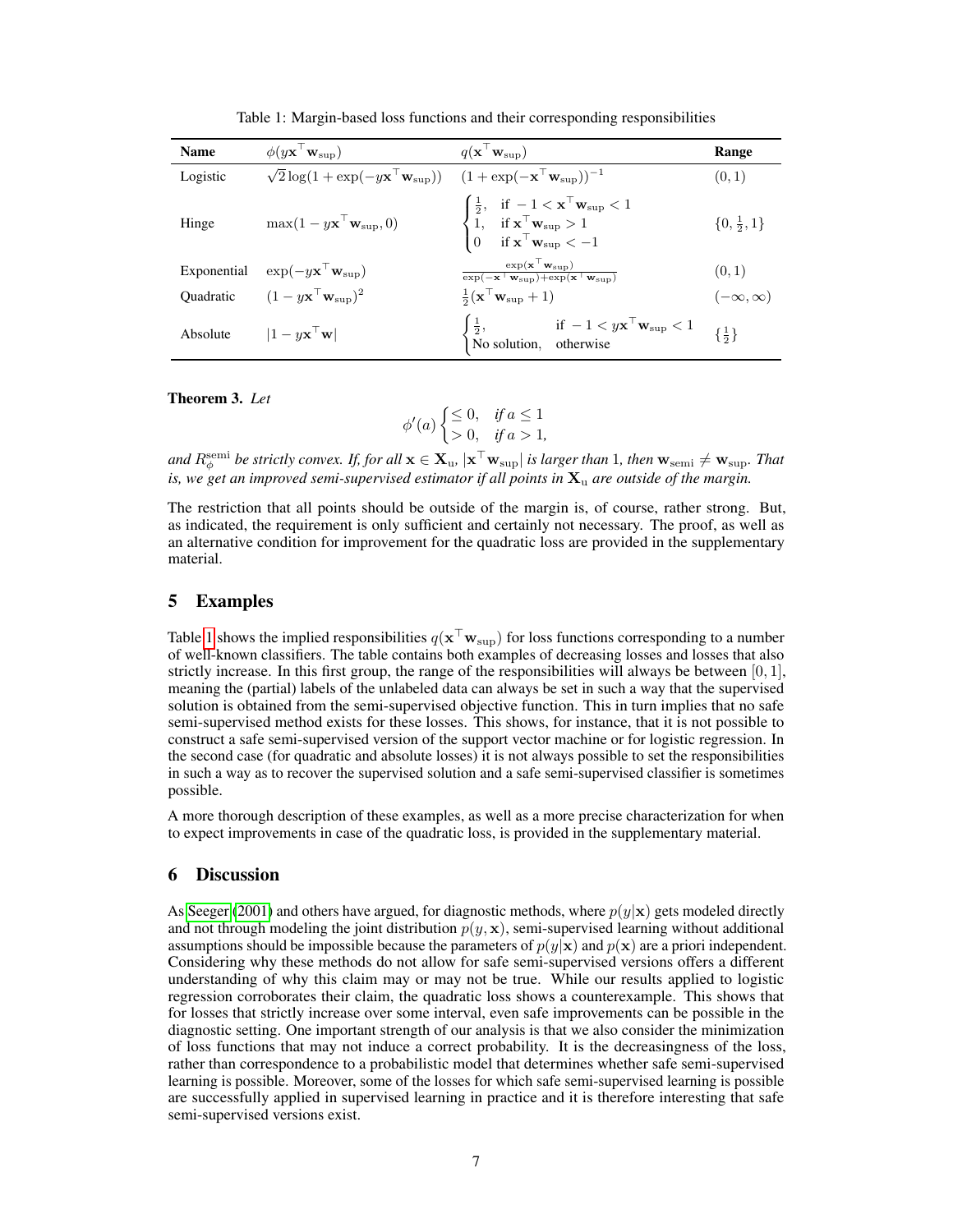Table 1: Margin-based loss functions and their corresponding responsibilities

| Name | $\phi(y\mathbf{x}^\top \mathbf{w}_{\text{sup}})$ | $q(\mathbf{x}^\top \mathbf{w}_{\text{sup}})$ | Range |
|---|---|---|---|
| Logistic | $\sqrt{2}\log(1+\exp(-y\mathbf{x}^\top \mathbf{w}_{\text{sup}}))$ | $(1+\exp(-\mathbf{x}^\top \mathbf{w}_{\text{sup}}))^{-1}$ | $(0,1)$ |
| Hinge | $\max(1-y\mathbf{x}^\top \mathbf{w}_{\text{sup}}, 0)$ | $\begin{cases} \frac{1}{2}, & \text{if } -1 < \mathbf{x}^\top \mathbf{w}_{\text{sup}} < 1 \\ 1, & \text{if } \mathbf{x}^\top \mathbf{w}_{\text{sup}} > 1 \\ 0 & \text{if } \mathbf{x}^\top \mathbf{w}_{\text{sup}} < -1 \end{cases}$ | $\{0, \frac{1}{2}, 1\}$ |
| Exponential | $\exp(-y\mathbf{x}^\top \mathbf{w}_{\text{sup}})$ | $\frac{\exp(\mathbf{x}^\top \mathbf{w}_{\text{sup}})}{\exp(-\mathbf{x}^\top \mathbf{w}_{\text{sup}})+\exp(\mathbf{x}^\top \mathbf{w}_{\text{sup}})}$ | $(0,1)$ |
| Quadratic | $(1-y\mathbf{x}^\top \mathbf{w}_{\text{sup}})^2$ | $\frac{1}{2}(\mathbf{x}^\top \mathbf{w}_{\text{sup}}+1)$ | $(-\infty, \infty)$ |
| Absolute | $\lvert 1-y\mathbf{x}^\top \mathbf{w} \rvert$ | $\begin{cases} \frac{1}{2}, & \text{if } -1 < y\mathbf{x}^\top \mathbf{w}_{\text{sup}} < 1 \\ \text{No solution}, & \text{otherwise} \end{cases}$ | $\{\frac{1}{2}\}$ |

**Theorem 3.** *Let*

$$\phi'(a) \begin{cases} \leq 0, & \text{if } a \leq 1 \\ > 0, & \text{if } a > 1, \end{cases}$$

*and $R_\phi^{\text{semi}}$ be strictly convex. If, for all $\mathbf{x} \in \mathbf{X}_\text{u}$, $|\mathbf{x}^\top \mathbf{w}_{\text{sup}}|$ is larger than 1, then $\mathbf{w}_{\text{semi}} \neq \mathbf{w}_{\text{sup}}$. That is, we get an improved semi-supervised estimator if all points in $\mathbf{X}_\text{u}$ are outside of the margin.*

The restriction that all points should be outside of the margin is, of course, rather strong. But, as indicated, the requirement is only sufficient and certainly not necessary. The proof, as well as an alternative condition for improvement for the quadratic loss are provided in the supplementary material.

## 5 Examples

Table 1 shows the implied responsibilities $q(\mathbf{x}^\top \mathbf{w}_{\text{sup}})$ for loss functions corresponding to a number of well-known classifiers. The table contains both examples of decreasing losses and losses that also strictly increase. In this first group, the range of the responsibilities will always be between $[0, 1]$, meaning the (partial) labels of the unlabeled data can always be set in such a way that the supervised solution is obtained from the semi-supervised objective function. This in turn implies that no safe semi-supervised method exists for these losses. This shows, for instance, that it is not possible to construct a safe semi-supervised version of the support vector machine or for logistic regression. In the second case (for quadratic and absolute losses) it is not always possible to set the responsibilities in such a way as to recover the supervised solution and a safe semi-supervised classifier is sometimes possible.

A more thorough description of these examples, as well as a more precise characterization for when to expect improvements in case of the quadratic loss, is provided in the supplementary material.

## 6 Discussion

As Seeger (2001) and others have argued, for diagnostic methods, where $p(y|\mathbf{x})$ gets modeled directly and not through modeling the joint distribution $p(y, \mathbf{x})$, semi-supervised learning without additional assumptions should be impossible because the parameters of $p(y|\mathbf{x})$ and $p(\mathbf{x})$ are a priori independent. Considering why these methods do not allow for safe semi-supervised versions offers a different understanding of why this claim may or may not be true. While our results applied to logistic regression corroborates their claim, the quadratic loss shows a counterexample. This shows that for losses that strictly increase over some interval, even safe improvements can be possible in the diagnostic setting. One important strength of our analysis is that we also consider the minimization of loss functions that may not induce a correct probability. It is the decreasingness of the loss, rather than correspondence to a probabilistic model that determines whether safe semi-supervised learning is possible. Moreover, some of the losses for which safe semi-supervised learning is possible are successfully applied in supervised learning in practice and it is therefore interesting that safe semi-supervised versions exist.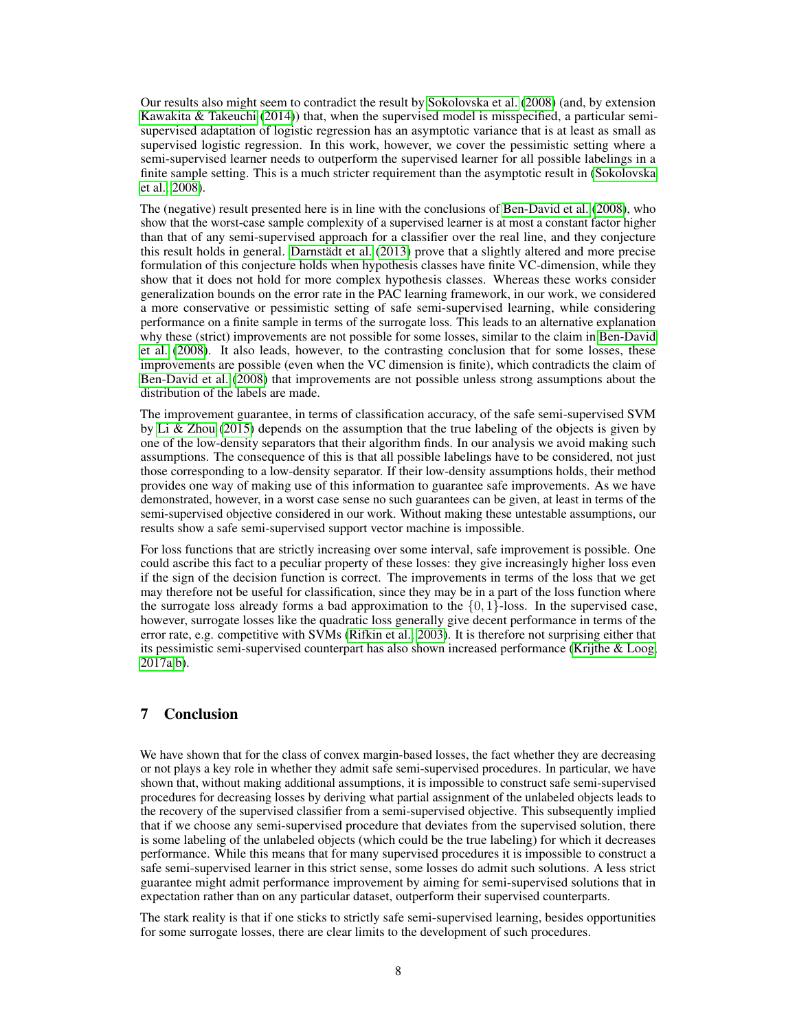Our results also might seem to contradict the result by Sokolovska et al. (2008) (and, by extension Kawakita & Takeuchi (2014)) that, when the supervised model is misspecified, a particular semi-supervised adaptation of logistic regression has an asymptotic variance that is at least as small as supervised logistic regression. In this work, however, we cover the pessimistic setting where a semi-supervised learner needs to outperform the supervised learner for all possible labelings in a finite sample setting. This is a much stricter requirement than the asymptotic result in (Sokolovska et al., 2008).

The (negative) result presented here is in line with the conclusions of Ben-David et al. (2008), who show that the worst-case sample complexity of a supervised learner is at most a constant factor higher than that of any semi-supervised approach for a classifier over the real line, and they conjecture this result holds in general. Darnstädt et al. (2013) prove that a slightly altered and more precise formulation of this conjecture holds when hypothesis classes have finite VC-dimension, while they show that it does not hold for more complex hypothesis classes. Whereas these works consider generalization bounds on the error rate in the PAC learning framework, in our work, we considered a more conservative or pessimistic setting of safe semi-supervised learning, while considering performance on a finite sample in terms of the surrogate loss. This leads to an alternative explanation why these (strict) improvements are not possible for some losses, similar to the claim in Ben-David et al. (2008). It also leads, however, to the contrasting conclusion that for some losses, these improvements are possible (even when the VC dimension is finite), which contradicts the claim of Ben-David et al. (2008) that improvements are not possible unless strong assumptions about the distribution of the labels are made.

The improvement guarantee, in terms of classification accuracy, of the safe semi-supervised SVM by Li & Zhou (2015) depends on the assumption that the true labeling of the objects is given by one of the low-density separators that their algorithm finds. In our analysis we avoid making such assumptions. The consequence of this is that all possible labelings have to be considered, not just those corresponding to a low-density separator. If their low-density assumptions holds, their method provides one way of making use of this information to guarantee safe improvements. As we have demonstrated, however, in a worst case sense no such guarantees can be given, at least in terms of the semi-supervised objective considered in our work. Without making these untestable assumptions, our results show a safe semi-supervised support vector machine is impossible.

For loss functions that are strictly increasing over some interval, safe improvement is possible. One could ascribe this fact to a peculiar property of these losses: they give increasingly higher loss even if the sign of the decision function is correct. The improvements in terms of the loss that we get may therefore not be useful for classification, since they may be in a part of the loss function where the surrogate loss already forms a bad approximation to the $\{0, 1\}$-loss. In the supervised case, however, surrogate losses like the quadratic loss generally give decent performance in terms of the error rate, e.g. competitive with SVMs (Rifkin et al., 2003). It is therefore not surprising either that its pessimistic semi-supervised counterpart has also shown increased performance (Krijthe & Loog, 2017a,b).

# 7 Conclusion

We have shown that for the class of convex margin-based losses, the fact whether they are decreasing or not plays a key role in whether they admit safe semi-supervised procedures. In particular, we have shown that, without making additional assumptions, it is impossible to construct safe semi-supervised procedures for decreasing losses by deriving what partial assignment of the unlabeled objects leads to the recovery of the supervised classifier from a semi-supervised objective. This subsequently implied that if we choose any semi-supervised procedure that deviates from the supervised solution, there is some labeling of the unlabeled objects (which could be the true labeling) for which it decreases performance. While this means that for many supervised procedures it is impossible to construct a safe semi-supervised learner in this strict sense, some losses do admit such solutions. A less strict guarantee might admit performance improvement by aiming for semi-supervised solutions that in expectation rather than on any particular dataset, outperform their supervised counterparts.

The stark reality is that if one sticks to strictly safe semi-supervised learning, besides opportunities for some surrogate losses, there are clear limits to the development of such procedures.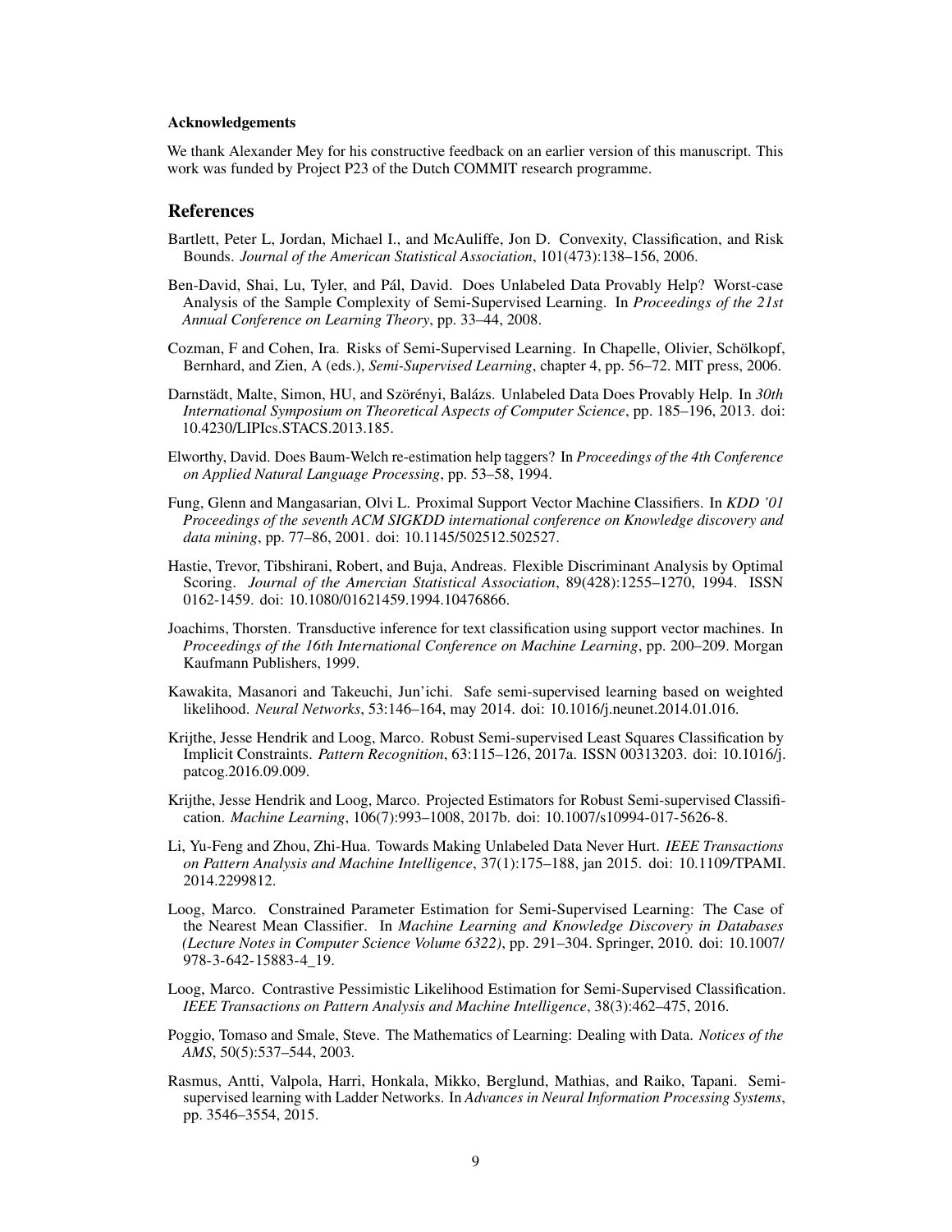#### Acknowledgements

We thank Alexander Mey for his constructive feedback on an earlier version of this manuscript. This work was funded by Project P23 of the Dutch COMMIT research programme.

## References

Bartlett, Peter L, Jordan, Michael I., and McAuliffe, Jon D. Convexity, Classification, and Risk Bounds. *Journal of the American Statistical Association*, 101(473):138–156, 2006.

Ben-David, Shai, Lu, Tyler, and Pál, David. Does Unlabeled Data Provably Help? Worst-case Analysis of the Sample Complexity of Semi-Supervised Learning. In *Proceedings of the 21st Annual Conference on Learning Theory*, pp. 33–44, 2008.

Cozman, F and Cohen, Ira. Risks of Semi-Supervised Learning. In Chapelle, Olivier, Schölkopf, Bernhard, and Zien, A (eds.), *Semi-Supervised Learning*, chapter 4, pp. 56–72. MIT press, 2006.

Darnstädt, Malte, Simon, HU, and Szörényi, Balázs. Unlabeled Data Does Provably Help. In *30th International Symposium on Theoretical Aspects of Computer Science*, pp. 185–196, 2013. doi: 10.4230/LIPIcs.STACS.2013.185.

Elworthy, David. Does Baum-Welch re-estimation help taggers? In *Proceedings of the 4th Conference on Applied Natural Language Processing*, pp. 53–58, 1994.

Fung, Glenn and Mangasarian, Olvi L. Proximal Support Vector Machine Classifiers. In *KDD '01 Proceedings of the seventh ACM SIGKDD international conference on Knowledge discovery and data mining*, pp. 77–86, 2001. doi: 10.1145/502512.502527.

Hastie, Trevor, Tibshirani, Robert, and Buja, Andreas. Flexible Discriminant Analysis by Optimal Scoring. *Journal of the American Statistical Association*, 89(428):1255–1270, 1994. ISSN 0162-1459. doi: 10.1080/01621459.1994.10476866.

Joachims, Thorsten. Transductive inference for text classification using support vector machines. In *Proceedings of the 16th International Conference on Machine Learning*, pp. 200–209. Morgan Kaufmann Publishers, 1999.

Kawakita, Masanori and Takeuchi, Jun'ichi. Safe semi-supervised learning based on weighted likelihood. *Neural Networks*, 53:146–164, may 2014. doi: 10.1016/j.neunet.2014.01.016.

Krijthe, Jesse Hendrik and Loog, Marco. Robust Semi-supervised Least Squares Classification by Implicit Constraints. *Pattern Recognition*, 63:115–126, 2017a. ISSN 00313203. doi: 10.1016/j.patcog.2016.09.009.

Krijthe, Jesse Hendrik and Loog, Marco. Projected Estimators for Robust Semi-supervised Classification. *Machine Learning*, 106(7):993–1008, 2017b. doi: 10.1007/s10994-017-5626-8.

Li, Yu-Feng and Zhou, Zhi-Hua. Towards Making Unlabeled Data Never Hurt. *IEEE Transactions on Pattern Analysis and Machine Intelligence*, 37(1):175–188, jan 2015. doi: 10.1109/TPAMI.2014.2299812.

Loog, Marco. Constrained Parameter Estimation for Semi-Supervised Learning: The Case of the Nearest Mean Classifier. In *Machine Learning and Knowledge Discovery in Databases (Lecture Notes in Computer Science Volume 6322)*, pp. 291–304. Springer, 2010. doi: 10.1007/978-3-642-15883-4_19.

Loog, Marco. Contrastive Pessimistic Likelihood Estimation for Semi-Supervised Classification. *IEEE Transactions on Pattern Analysis and Machine Intelligence*, 38(3):462–475, 2016.

Poggio, Tomaso and Smale, Steve. The Mathematics of Learning: Dealing with Data. *Notices of the AMS*, 50(5):537–544, 2003.

Rasmus, Antti, Valpola, Harri, Honkala, Mikko, Berglund, Mathias, and Raiko, Tapani. Semi-supervised learning with Ladder Networks. In *Advances in Neural Information Processing Systems*, pp. 3546–3554, 2015.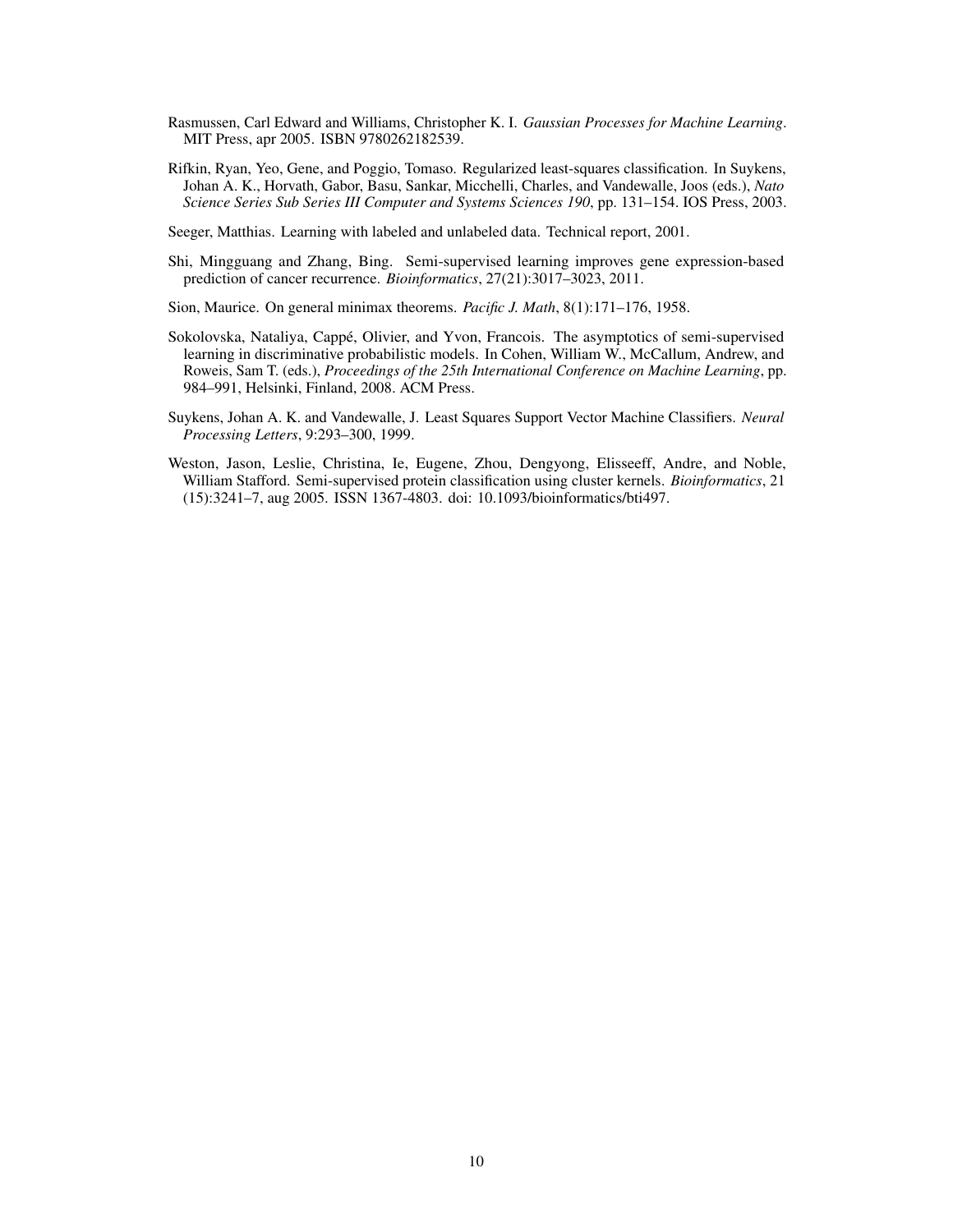Rasmussen, Carl Edward and Williams, Christopher K. I. *Gaussian Processes for Machine Learning*. MIT Press, apr 2005. ISBN 9780262182539.

Rifkin, Ryan, Yeo, Gene, and Poggio, Tomaso. Regularized least-squares classification. In Suykens, Johan A. K., Horvath, Gabor, Basu, Sankar, Micchelli, Charles, and Vandewalle, Joos (eds.), *Nato Science Series Sub Series III Computer and Systems Sciences 190*, pp. 131–154. IOS Press, 2003.

Seeger, Matthias. Learning with labeled and unlabeled data. Technical report, 2001.

Shi, Mingguang and Zhang, Bing. Semi-supervised learning improves gene expression-based prediction of cancer recurrence. *Bioinformatics*, 27(21):3017–3023, 2011.

Sion, Maurice. On general minimax theorems. *Pacific J. Math*, 8(1):171–176, 1958.

Sokolovska, Nataliya, Cappé, Olivier, and Yvon, Francois. The asymptotics of semi-supervised learning in discriminative probabilistic models. In Cohen, William W., McCallum, Andrew, and Roweis, Sam T. (eds.), *Proceedings of the 25th International Conference on Machine Learning*, pp. 984–991, Helsinki, Finland, 2008. ACM Press.

Suykens, Johan A. K. and Vandewalle, J. Least Squares Support Vector Machine Classifiers. *Neural Processing Letters*, 9:293–300, 1999.

Weston, Jason, Leslie, Christina, Ie, Eugene, Zhou, Dengyong, Elisseeff, Andre, and Noble, William Stafford. Semi-supervised protein classification using cluster kernels. *Bioinformatics*, 21 (15):3241–7, aug 2005. ISSN 1367-4803. doi: 10.1093/bioinformatics/bti497.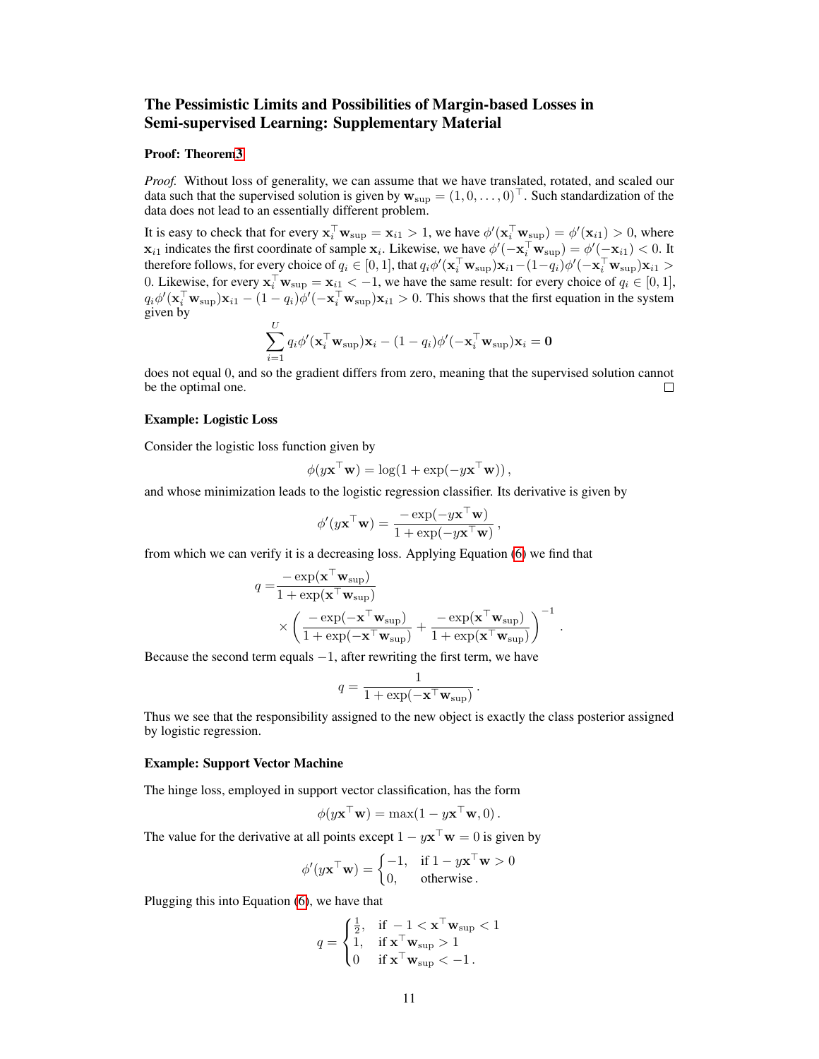## The Pessimistic Limits and Possibilities of Margin-based Losses in Semi-supervised Learning: Supplementary Material

### Proof: Theorem 3

*Proof.* Without loss of generality, we can assume that we have translated, rotated, and scaled our data such that the supervised solution is given by $\mathbf{w}_{\text{sup}} = (1, 0, \ldots, 0)^\top$. Such standardization of the data does not lead to an essentially different problem.

It is easy to check that for every $\mathbf{x}_i^\top \mathbf{w}_{\text{sup}} = \mathbf{x}_{i1} > 1$, we have $\phi'(\mathbf{x}_i^\top \mathbf{w}_{\text{sup}}) = \phi'(\mathbf{x}_{i1}) > 0$, where $\mathbf{x}_{i1}$ indicates the first coordinate of sample $\mathbf{x}_i$. Likewise, we have $\phi'(-\mathbf{x}_i^\top \mathbf{w}_{\text{sup}}) = \phi'(-\mathbf{x}_{i1}) < 0$. It therefore follows, for every choice of $q_i \in [0, 1]$, that $q_i \phi'(\mathbf{x}_i^\top \mathbf{w}_{\text{sup}})\mathbf{x}_{i1} - (1-q_i)\phi'(-\mathbf{x}_i^\top \mathbf{w}_{\text{sup}})\mathbf{x}_{i1} > 0$. Likewise, for every $\mathbf{x}_i^\top \mathbf{w}_{\text{sup}} = \mathbf{x}_{i1} < -1$, we have the same result: for every choice of $q_i \in [0, 1]$, $q_i \phi'(\mathbf{x}_i^\top \mathbf{w}_{\text{sup}})\mathbf{x}_{i1} - (1-q_i)\phi'(-\mathbf{x}_i^\top \mathbf{w}_{\text{sup}})\mathbf{x}_{i1} > 0$. This shows that the first equation in the system given by

$$\sum_{i=1}^{U} q_i \phi'(\mathbf{x}_i^\top \mathbf{w}_{\text{sup}})\mathbf{x}_i - (1-q_i)\phi'(-\mathbf{x}_i^\top \mathbf{w}_{\text{sup}})\mathbf{x}_i = \mathbf{0}$$

does not equal 0, and so the gradient differs from zero, meaning that the supervised solution cannot be the optimal one. □

### Example: Logistic Loss

Consider the logistic loss function given by

$$\phi(y\mathbf{x}^\top \mathbf{w}) = \log(1 + \exp(-y\mathbf{x}^\top \mathbf{w}))\,,$$

and whose minimization leads to the logistic regression classifier. Its derivative is given by

$$\phi'(y\mathbf{x}^\top \mathbf{w}) = \frac{-\exp(-y\mathbf{x}^\top \mathbf{w})}{1 + \exp(-y\mathbf{x}^\top \mathbf{w})}\,,$$

from which we can verify it is a decreasing loss. Applying Equation (6) we find that

$$q = \frac{-\exp(\mathbf{x}^\top \mathbf{w}_{\text{sup}})}{1 + \exp(\mathbf{x}^\top \mathbf{w}_{\text{sup}})} \times \left( \frac{-\exp(-\mathbf{x}^\top \mathbf{w}_{\text{sup}})}{1 + \exp(-\mathbf{x}^\top \mathbf{w}_{\text{sup}})} + \frac{-\exp(\mathbf{x}^\top \mathbf{w}_{\text{sup}})}{1 + \exp(\mathbf{x}^\top \mathbf{w}_{\text{sup}})} \right)^{-1}.$$

Because the second term equals $-1$, after rewriting the first term, we have

$$q = \frac{1}{1 + \exp(-\mathbf{x}^\top \mathbf{w}_{\text{sup}})}\,.$$

Thus we see that the responsibility assigned to the new object is exactly the class posterior assigned by logistic regression.

### Example: Support Vector Machine

The hinge loss, employed in support vector classification, has the form

$$\phi(y\mathbf{x}^\top \mathbf{w}) = \max(1 - y\mathbf{x}^\top \mathbf{w}, 0)\,.$$

The value for the derivative at all points except $1 - y\mathbf{x}^\top \mathbf{w} = 0$ is given by

$$\phi'(y\mathbf{x}^\top \mathbf{w}) = \begin{cases} -1, & \text{if } 1 - y\mathbf{x}^\top \mathbf{w} > 0 \\ 0, & \text{otherwise}\,. \end{cases}$$

Plugging this into Equation (6), we have that

$$q = \begin{cases} \frac{1}{2}, & \text{if } -1 < \mathbf{x}^\top \mathbf{w}_{\text{sup}} < 1 \\ 1, & \text{if } \mathbf{x}^\top \mathbf{w}_{\text{sup}} > 1 \\ 0 & \text{if } \mathbf{x}^\top \mathbf{w}_{\text{sup}} < -1\,. \end{cases}$$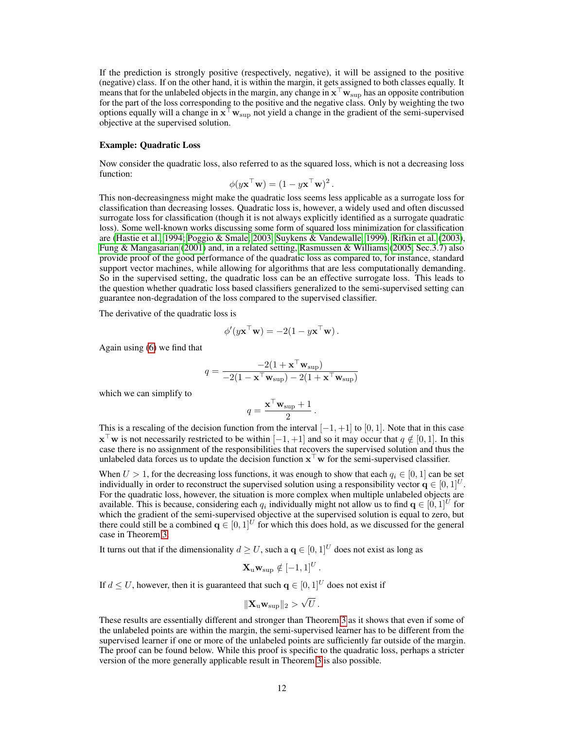If the prediction is strongly positive (respectively, negative), it will be assigned to the positive (negative) class. If on the other hand, it is within the margin, it gets assigned to both classes equally. It means that for the unlabeled objects in the margin, any change in $\mathbf{x}^\top \mathbf{w}_{\text{sup}}$ has an opposite contribution for the part of the loss corresponding to the positive and the negative class. Only by weighting the two options equally will a change in $\mathbf{x}^\top \mathbf{w}_{\text{sup}}$ not yield a change in the gradient of the semi-supervised objective at the supervised solution.

**Example: Quadratic Loss**

Now consider the quadratic loss, also referred to as the squared loss, which is not a decreasing loss function:

$$\phi(y\mathbf{x}^\top \mathbf{w}) = (1 - y\mathbf{x}^\top \mathbf{w})^2 .$$

This non-decreasingness might make the quadratic loss seems less applicable as a surrogate loss for classification than decreasing losses. Quadratic loss is, however, a widely used and often discussed surrogate loss for classification (though it is not always explicitly identified as a surrogate quadratic loss). Some well-known works discussing some form of squared loss minimization for classification are (Hastie et al., 1994; Poggio & Smale, 2003; Suykens & Vandewalle, 1999). Rifkin et al. (2003), Fung & Mangasarian (2001) and, in a related setting, Rasmussen & Williams (2005, Sec.3.7) also provide proof of the good performance of the quadratic loss as compared to, for instance, standard support vector machines, while allowing for algorithms that are less computationally demanding. So in the supervised setting, the quadratic loss can be an effective surrogate loss. This leads to the question whether quadratic loss based classifiers generalized to the semi-supervised setting can guarantee non-degradation of the loss compared to the supervised classifier.

The derivative of the quadratic loss is

$$\phi'(y\mathbf{x}^\top \mathbf{w}) = -2(1 - y\mathbf{x}^\top \mathbf{w}) .$$

Again using (6) we find that

$$q = \frac{-2(1 + \mathbf{x}^\top \mathbf{w}_{\text{sup}})}{-2(1 - \mathbf{x}^\top \mathbf{w}_{\text{sup}}) - 2(1 + \mathbf{x}^\top \mathbf{w}_{\text{sup}})}$$

which we can simplify to

$$q = \frac{\mathbf{x}^\top \mathbf{w}_{\text{sup}} + 1}{2} .$$

This is a rescaling of the decision function from the interval $[-1, +1]$ to $[0, 1]$. Note that in this case $\mathbf{x}^\top \mathbf{w}$ is not necessarily restricted to be within $[-1, +1]$ and so it may occur that $q \notin [0, 1]$. In this case there is no assignment of the responsibilities that recovers the supervised solution and thus the unlabeled data forces us to update the decision function $\mathbf{x}^\top \mathbf{w}$ for the semi-supervised classifier.

When $U > 1$, for the decreasing loss functions, it was enough to show that each $q_i \in [0, 1]$ can be set individually in order to reconstruct the supervised solution using a responsibility vector $\mathbf{q} \in [0, 1]^U$. For the quadratic loss, however, the situation is more complex when multiple unlabeled objects are available. This is because, considering each $q_i$ individually might not allow us to find $\mathbf{q} \in [0, 1]^U$ for which the gradient of the semi-supervised objective at the supervised solution is equal to zero, but there could still be a combined $\mathbf{q} \in [0, 1]^U$ for which this does hold, as we discussed for the general case in Theorem 3.

It turns out that if the dimensionality $d \geq U$, such a $\mathbf{q} \in [0, 1]^U$ does not exist as long as

$$\mathbf{X}_{\text{u}} \mathbf{w}_{\text{sup}} \notin [-1, 1]^U .$$

If $d \leq U$, however, then it is guaranteed that such $\mathbf{q} \in [0, 1]^U$ does not exist if

$$\|\mathbf{X}_{\text{u}} \mathbf{w}_{\text{sup}}\|_2 > \sqrt{U} .$$

These results are essentially different and stronger than Theorem 3 as it shows that even if some of the unlabeled points are within the margin, the semi-supervised learner has to be different from the supervised learner if one or more of the unlabeled points are sufficiently far outside of the margin. The proof can be found below. While this proof is specific to the quadratic loss, perhaps a stricter version of the more generally applicable result in Theorem 3 is also possible.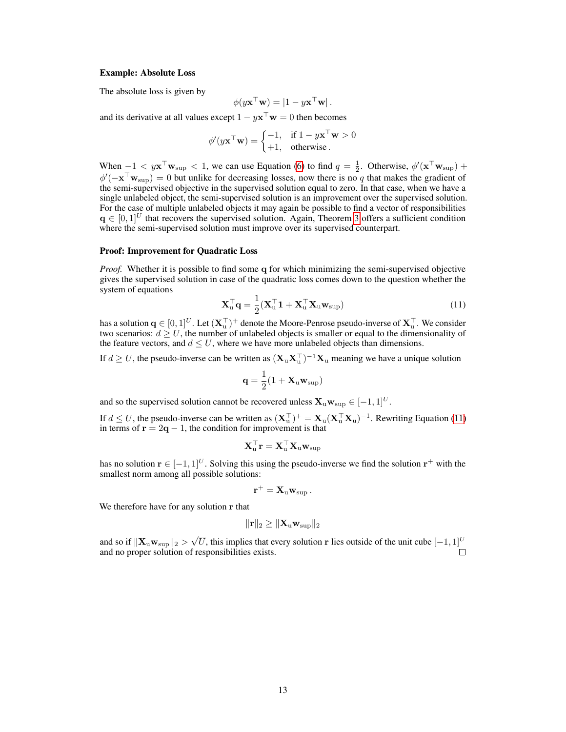**Example: Absolute Loss**

The absolute loss is given by

$$\phi(y\mathbf{x}^\top \mathbf{w}) = |1 - y\mathbf{x}^\top \mathbf{w}| \,.$$

and its derivative at all values except $1 - y\mathbf{x}^\top \mathbf{w} = 0$ then becomes

$$\phi'(y\mathbf{x}^\top \mathbf{w}) = \begin{cases} -1, & \text{if } 1 - y\mathbf{x}^\top \mathbf{w} > 0 \\ +1, & \text{otherwise} \,. \end{cases}$$

When $-1 < y\mathbf{x}^\top \mathbf{w}_{\text{sup}} < 1$, we can use Equation (6) to find $q = \frac{1}{2}$. Otherwise, $\phi'(\mathbf{x}^\top \mathbf{w}_{\text{sup}}) + \phi'(-\mathbf{x}^\top \mathbf{w}_{\text{sup}}) = 0$ but unlike for decreasing losses, now there is no $q$ that makes the gradient of the semi-supervised objective in the supervised solution equal to zero. In that case, when we have a single unlabeled object, the semi-supervised solution is an improvement over the supervised solution. For the case of multiple unlabeled objects it may again be possible to find a vector of responsibilities $\mathbf{q} \in [0,1]^U$ that recovers the supervised solution. Again, Theorem 3 offers a sufficient condition where the semi-supervised solution must improve over its supervised counterpart.

**Proof: Improvement for Quadratic Loss**

*Proof.* Whether it is possible to find some $\mathbf{q}$ for which minimizing the semi-supervised objective gives the supervised solution in case of the quadratic loss comes down to the question whether the system of equations

$$\mathbf{X}_{\text{u}}^\top \mathbf{q} = \frac{1}{2}(\mathbf{X}_{\text{u}}^\top \mathbf{1} + \mathbf{X}_{\text{u}}^\top \mathbf{X}_{\text{u}} \mathbf{w}_{\text{sup}}) \tag{11}$$

has a solution $\mathbf{q} \in [0,1]^U$. Let $(\mathbf{X}_{\text{u}}^\top)^+$ denote the Moore-Penrose pseudo-inverse of $\mathbf{X}_{\text{u}}^\top$. We consider two scenarios: $d \geq U$, the number of unlabeled objects is smaller or equal to the dimensionality of the feature vectors, and $d \leq U$, where we have more unlabeled objects than dimensions.

If $d \geq U$, the pseudo-inverse can be written as $(\mathbf{X}_{\text{u}} \mathbf{X}_{\text{u}}^\top)^{-1} \mathbf{X}_{\text{u}}$ meaning we have a unique solution

$$\mathbf{q} = \frac{1}{2}(\mathbf{1} + \mathbf{X}_{\text{u}} \mathbf{w}_{\text{sup}})$$

and so the supervised solution cannot be recovered unless $\mathbf{X}_{\text{u}} \mathbf{w}_{\text{sup}} \in [-1,1]^U$.

If $d \leq U$, the pseudo-inverse can be written as $(\mathbf{X}_{\text{u}}^\top)^+ = \mathbf{X}_{\text{u}} (\mathbf{X}_{\text{u}}^\top \mathbf{X}_{\text{u}})^{-1}$. Rewriting Equation (11) in terms of $\mathbf{r} = 2\mathbf{q} - 1$, the condition for improvement is that

$$\mathbf{X}_{\text{u}}^\top \mathbf{r} = \mathbf{X}_{\text{u}}^\top \mathbf{X}_{\text{u}} \mathbf{w}_{\text{sup}}$$

has no solution $\mathbf{r} \in [-1,1]^U$. Solving this using the pseudo-inverse we find the solution $\mathbf{r}^+$ with the smallest norm among all possible solutions:

$$\mathbf{r}^+ = \mathbf{X}_{\text{u}} \mathbf{w}_{\text{sup}} \,.$$

We therefore have for any solution $\mathbf{r}$ that

$$\|\mathbf{r}\|_2 \geq \|\mathbf{X}_{\text{u}} \mathbf{w}_{\text{sup}}\|_2$$

and so if $\|\mathbf{X}_{\text{u}} \mathbf{w}_{\text{sup}}\|_2 > \sqrt{U}$, this implies that every solution $\mathbf{r}$ lies outside of the unit cube $[-1,1]^U$ and no proper solution of responsibilities exists. □